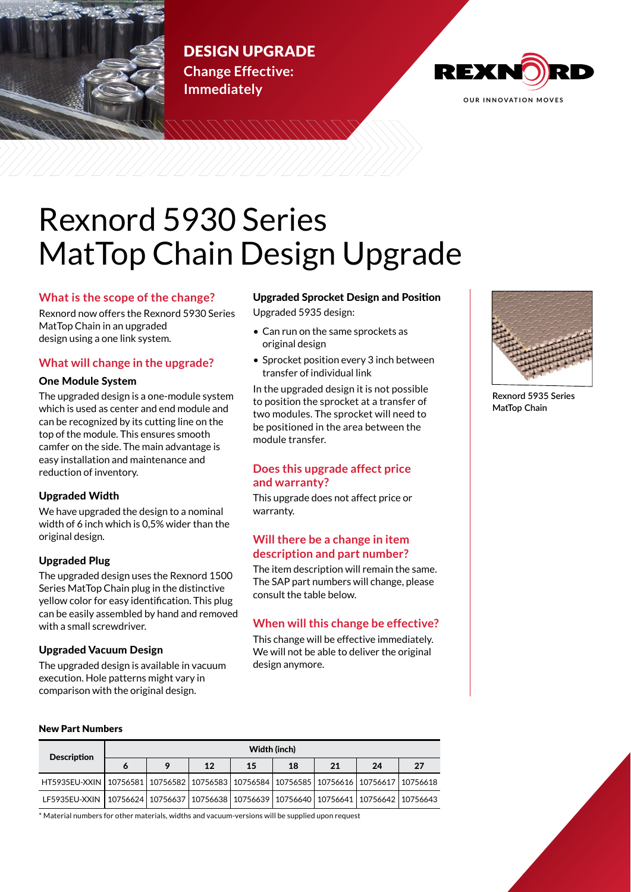DESIGN UPGRADE

**Change Effective: Immediately**

REXNORD

OUR INNOVATION MOVES

# Rexnord 5930 Series MatTop Chain Design Upgrade

## What is the scope of the change?

Rexnord now offers the Rexnord 5930 Series MatTop Chain in an upgraded design using a one link system.

## What will change in the upgrade?

### One Module System

The upgraded design is a one-module system which is used as center and end module and can be recognized by its cutting line on the top of the module. This ensures smooth camfer on the side. The main advantage is easy installation and maintenance and reduction of inventory.

### Upgraded Width

We have upgraded the design to a nominal width of 6 inch which is 0,5% wider than the original design.

### Upgraded Plug

The upgraded design uses the Rexnord 1500 Series MatTop Chain plug in the distinctive yellow color for easy identification. This plug can be easily assembled by hand and removed with a small screwdriver.

### Upgraded Vacuum Design

The upgraded design is available in vacuum execution. Hole patterns might vary in comparison with the original design.

### Upgraded Sprocket Design and Position

Upgraded 5935 design:

- Can run on the same sprockets as original design
- Sprocket position every 3 inch between transfer of individual link

In the upgraded design it is not possible to position the sprocket at a transfer of two modules. The sprocket will need to be positioned in the area between the module transfer.

## Does this upgrade affect price and warranty?

This upgrade does not affect price or warranty.

## Will there be a change in item description and part number?

The item description will remain the same. The SAP part numbers will change, please consult the table below.

## When will this change be effective?

This change will be effective immediately. We will not be able to deliver the original design anymore.

Rexnord 5935 Series MatTop Chain

**New Part Numbers**

| Description | Width (inch) | | | | | | | |
|---|---|---|---|---|---|---|---|---|
| | 6 | 9 | 12 | 15 | 18 | 21 | 24 | 27 |
| HT5935EU-XXIN | 10756581 | 10756582 | 10756583 | 10756584 | 10756585 | 10756616 | 10756617 | 10756618 |
| LF5935EU-XXIN | 10756624 | 10756637 | 10756638 | 10756639 | 10756640 | 10756641 | 10756642 | 10756643 |

* Material numbers for other materials, widths and vacuum-versions will be supplied upon request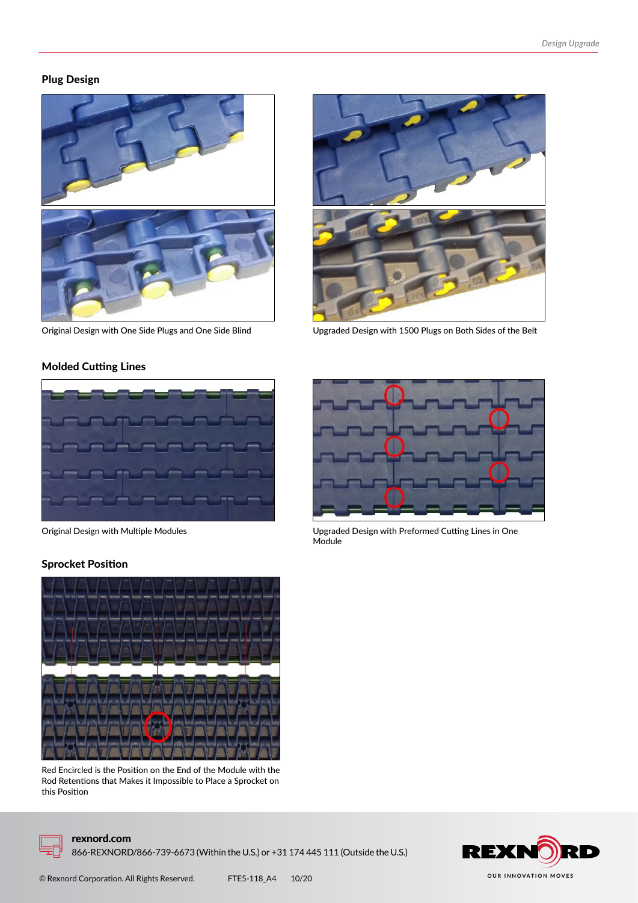## Plug Design

Original Design with One Side Plugs and One Side Blind

Upgraded Design with 1500 Plugs on Both Sides of the Belt

## Molded Cutting Lines

Original Design with Multiple Modules

Upgraded Design with Preformed Cutting Lines in One Module

## Sprocket Position

Red Encircled is the Position on the End of the Module with the Rod Retentions that Makes it Impossible to Place a Sprocket on this Position

**rexnord.com**
866-REXNORD/866-739-6673 (Within the U.S.) or +31 174 445 111 (Outside the U.S.)

© Rexnord Corporation. All Rights Reserved. FTE5-118_A4 10/20